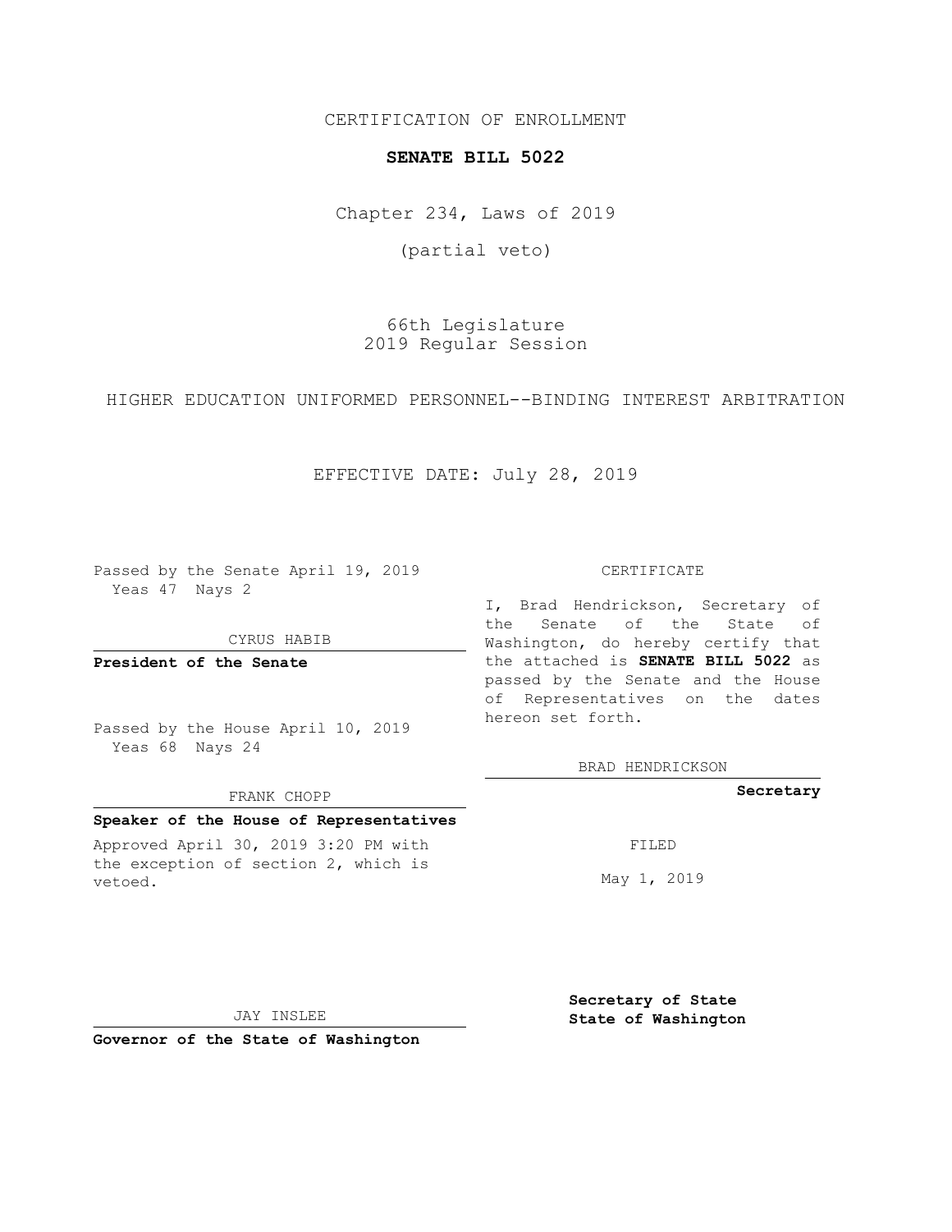CERTIFICATION OF ENROLLMENT

**SENATE BILL 5022**

Chapter 234, Laws of 2019

(partial veto)

66th Legislature
2019 Regular Session

HIGHER EDUCATION UNIFORMED PERSONNEL--BINDING INTEREST ARBITRATION

EFFECTIVE DATE: July 28, 2019

Passed by the Senate April 19, 2019
Yeas 47 Nays 2

CYRUS HABIB

**President of the Senate**

Passed by the House April 10, 2019
Yeas 68 Nays 24

FRANK CHOPP

**Speaker of the House of Representatives**

Approved April 30, 2019 3:20 PM with the exception of section 2, which is vetoed.

JAY INSLEE

**Governor of the State of Washington**

CERTIFICATE

I, Brad Hendrickson, Secretary of the Senate of the State of Washington, do hereby certify that the attached is **SENATE BILL 5022** as passed by the Senate and the House of Representatives on the dates hereon set forth.

BRAD HENDRICKSON

**Secretary**

FILED

May 1, 2019

**Secretary of State**
**State of Washington**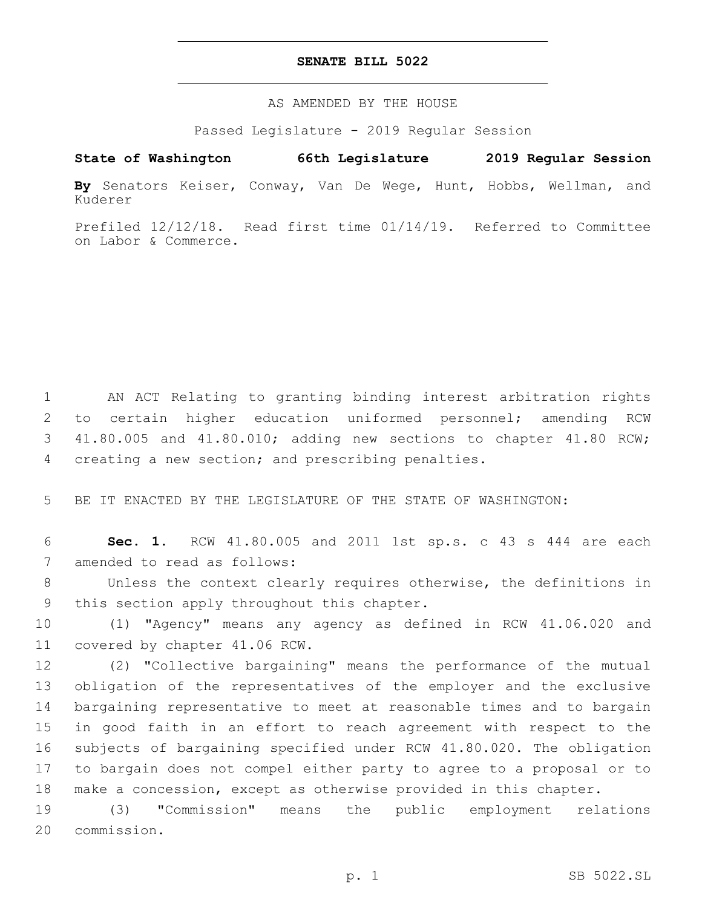# SENATE BILL 5022

AS AMENDED BY THE HOUSE

Passed Legislature - 2019 Regular Session

**State of Washington 66th Legislature 2019 Regular Session**

**By** Senators Keiser, Conway, Van De Wege, Hunt, Hobbs, Wellman, and Kuderer

Prefiled 12/12/18. Read first time 01/14/19. Referred to Committee on Labor & Commerce.

1 AN ACT Relating to granting binding interest arbitration rights
2 to certain higher education uniformed personnel; amending RCW
3 41.80.005 and 41.80.010; adding new sections to chapter 41.80 RCW;
4 creating a new section; and prescribing penalties.

5 BE IT ENACTED BY THE LEGISLATURE OF THE STATE OF WASHINGTON:

6 **Sec. 1.** RCW 41.80.005 and 2011 1st sp.s. c 43 s 444 are each
7 amended to read as follows:

8 Unless the context clearly requires otherwise, the definitions in
9 this section apply throughout this chapter.

10 (1) "Agency" means any agency as defined in RCW 41.06.020 and
11 covered by chapter 41.06 RCW.

12 (2) "Collective bargaining" means the performance of the mutual
13 obligation of the representatives of the employer and the exclusive
14 bargaining representative to meet at reasonable times and to bargain
15 in good faith in an effort to reach agreement with respect to the
16 subjects of bargaining specified under RCW 41.80.020. The obligation
17 to bargain does not compel either party to agree to a proposal or to
18 make a concession, except as otherwise provided in this chapter.

19 (3) "Commission" means the public employment relations
20 commission.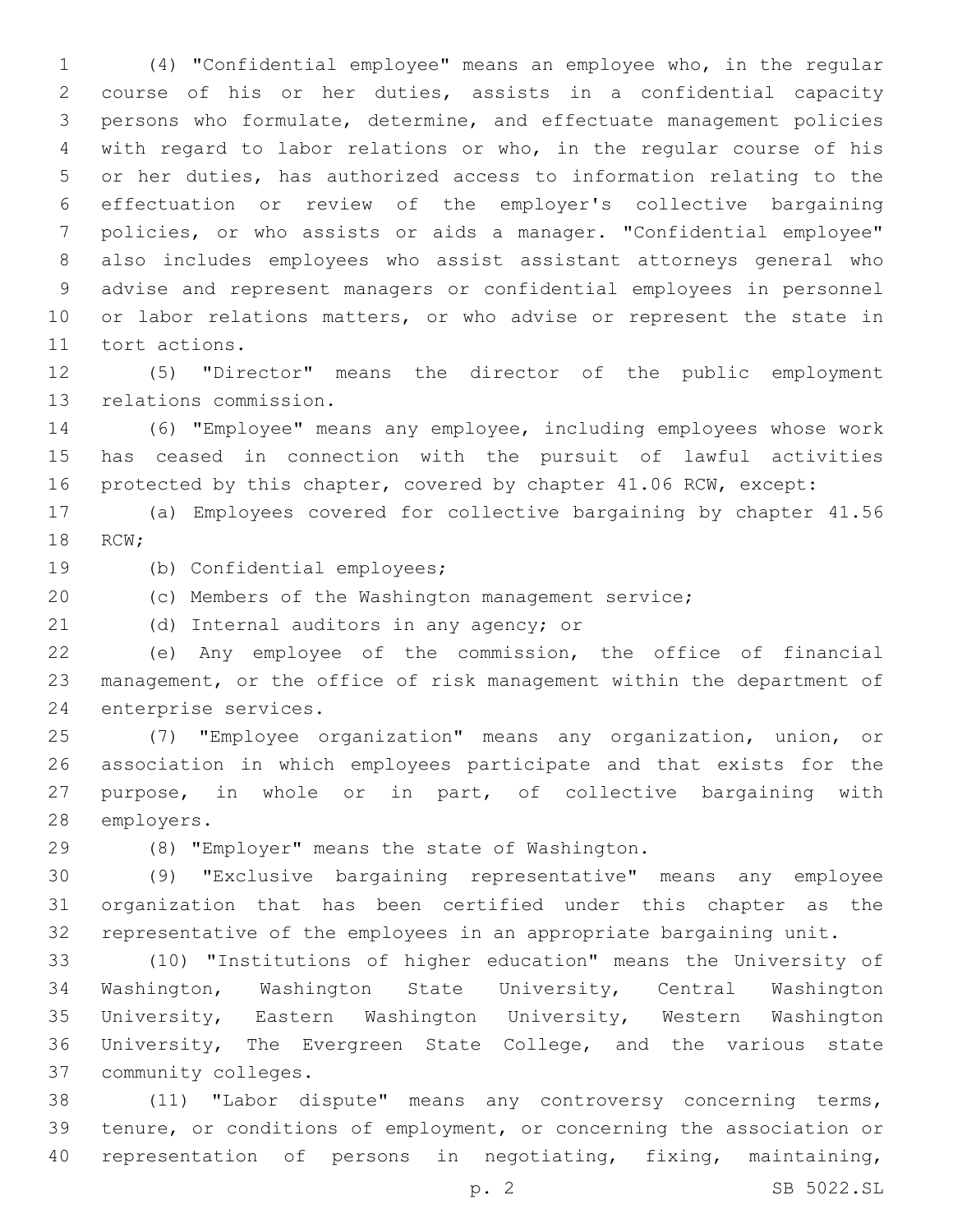(4) "Confidential employee" means an employee who, in the regular course of his or her duties, assists in a confidential capacity persons who formulate, determine, and effectuate management policies with regard to labor relations or who, in the regular course of his or her duties, has authorized access to information relating to the effectuation or review of the employer's collective bargaining policies, or who assists or aids a manager. "Confidential employee" also includes employees who assist assistant attorneys general who advise and represent managers or confidential employees in personnel or labor relations matters, or who advise or represent the state in tort actions.

(5) "Director" means the director of the public employment relations commission.

(6) "Employee" means any employee, including employees whose work has ceased in connection with the pursuit of lawful activities protected by this chapter, covered by chapter 41.06 RCW, except:

(a) Employees covered for collective bargaining by chapter 41.56 RCW;

(b) Confidential employees;

(c) Members of the Washington management service;

(d) Internal auditors in any agency; or

(e) Any employee of the commission, the office of financial management, or the office of risk management within the department of enterprise services.

(7) "Employee organization" means any organization, union, or association in which employees participate and that exists for the purpose, in whole or in part, of collective bargaining with employers.

(8) "Employer" means the state of Washington.

(9) "Exclusive bargaining representative" means any employee organization that has been certified under this chapter as the representative of the employees in an appropriate bargaining unit.

(10) "Institutions of higher education" means the University of Washington, Washington State University, Central Washington University, Eastern Washington University, Western Washington University, The Evergreen State College, and the various state community colleges.

(11) "Labor dispute" means any controversy concerning terms, tenure, or conditions of employment, or concerning the association or representation of persons in negotiating, fixing, maintaining,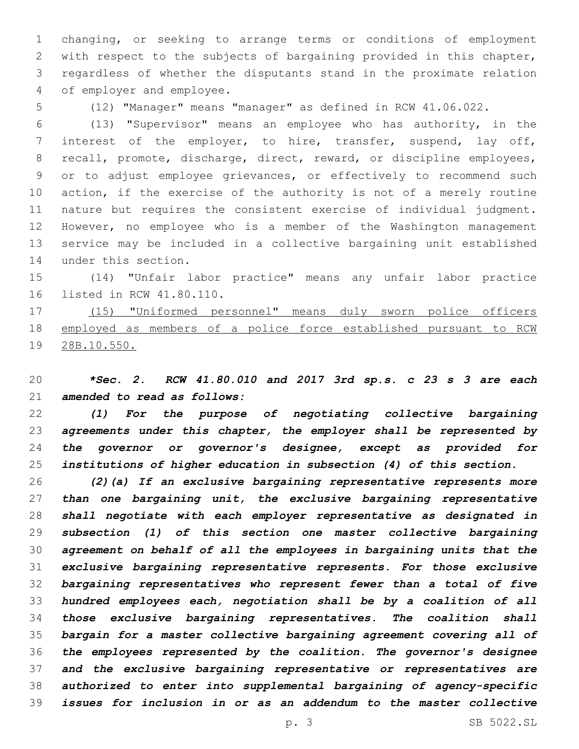changing, or seeking to arrange terms or conditions of employment with respect to the subjects of bargaining provided in this chapter, regardless of whether the disputants stand in the proximate relation of employer and employee.

(12) "Manager" means "manager" as defined in RCW 41.06.022.

(13) "Supervisor" means an employee who has authority, in the interest of the employer, to hire, transfer, suspend, lay off, recall, promote, discharge, direct, reward, or discipline employees, or to adjust employee grievances, or effectively to recommend such action, if the exercise of the authority is not of a merely routine nature but requires the consistent exercise of individual judgment. However, no employee who is a member of the Washington management service may be included in a collective bargaining unit established under this section.

(14) "Unfair labor practice" means any unfair labor practice listed in RCW 41.80.110.

<u>(15) "Uniformed personnel" means duly sworn police officers employed as members of a police force established pursuant to RCW 28B.10.550.</u>

***Sec. 2. RCW 41.80.010 and 2017 3rd sp.s. c 23 s 3 are each amended to read as follows:***

***(1) For the purpose of negotiating collective bargaining agreements under this chapter, the employer shall be represented by the governor or governor's designee, except as provided for institutions of higher education in subsection (4) of this section.***

***(2)(a) If an exclusive bargaining representative represents more than one bargaining unit, the exclusive bargaining representative shall negotiate with each employer representative as designated in subsection (1) of this section one master collective bargaining agreement on behalf of all the employees in bargaining units that the exclusive bargaining representative represents. For those exclusive bargaining representatives who represent fewer than a total of five hundred employees each, negotiation shall be by a coalition of all those exclusive bargaining representatives. The coalition shall bargain for a master collective bargaining agreement covering all of the employees represented by the coalition. The governor's designee and the exclusive bargaining representative or representatives are authorized to enter into supplemental bargaining of agency-specific issues for inclusion in or as an addendum to the master collective***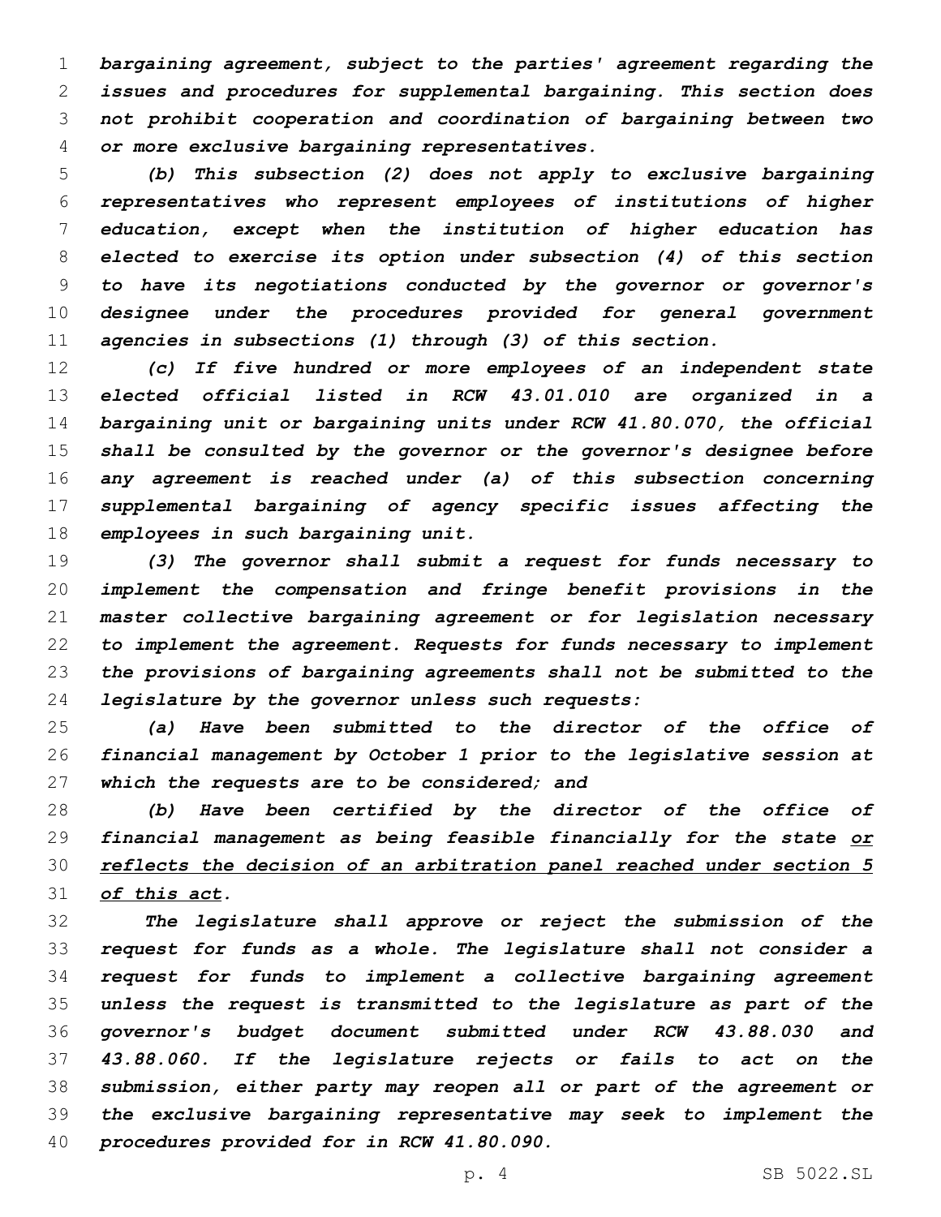*bargaining agreement, subject to the parties' agreement regarding the issues and procedures for supplemental bargaining. This section does not prohibit cooperation and coordination of bargaining between two or more exclusive bargaining representatives.*

*(b) This subsection (2) does not apply to exclusive bargaining representatives who represent employees of institutions of higher education, except when the institution of higher education has elected to exercise its option under subsection (4) of this section to have its negotiations conducted by the governor or governor's designee under the procedures provided for general government agencies in subsections (1) through (3) of this section.*

*(c) If five hundred or more employees of an independent state elected official listed in RCW 43.01.010 are organized in a bargaining unit or bargaining units under RCW 41.80.070, the official shall be consulted by the governor or the governor's designee before any agreement is reached under (a) of this subsection concerning supplemental bargaining of agency specific issues affecting the employees in such bargaining unit.*

*(3) The governor shall submit a request for funds necessary to implement the compensation and fringe benefit provisions in the master collective bargaining agreement or for legislation necessary to implement the agreement. Requests for funds necessary to implement the provisions of bargaining agreements shall not be submitted to the legislature by the governor unless such requests:*

*(a) Have been submitted to the director of the office of financial management by October 1 prior to the legislative session at which the requests are to be considered; and*

*(b) Have been certified by the director of the office of financial management as being feasible financially for the state <u>or reflects the decision of an arbitration panel reached under section 5 of this act</u>.*

*The legislature shall approve or reject the submission of the request for funds as a whole. The legislature shall not consider a request for funds to implement a collective bargaining agreement unless the request is transmitted to the legislature as part of the governor's budget document submitted under RCW 43.88.030 and 43.88.060. If the legislature rejects or fails to act on the submission, either party may reopen all or part of the agreement or the exclusive bargaining representative may seek to implement the procedures provided for in RCW 41.80.090.*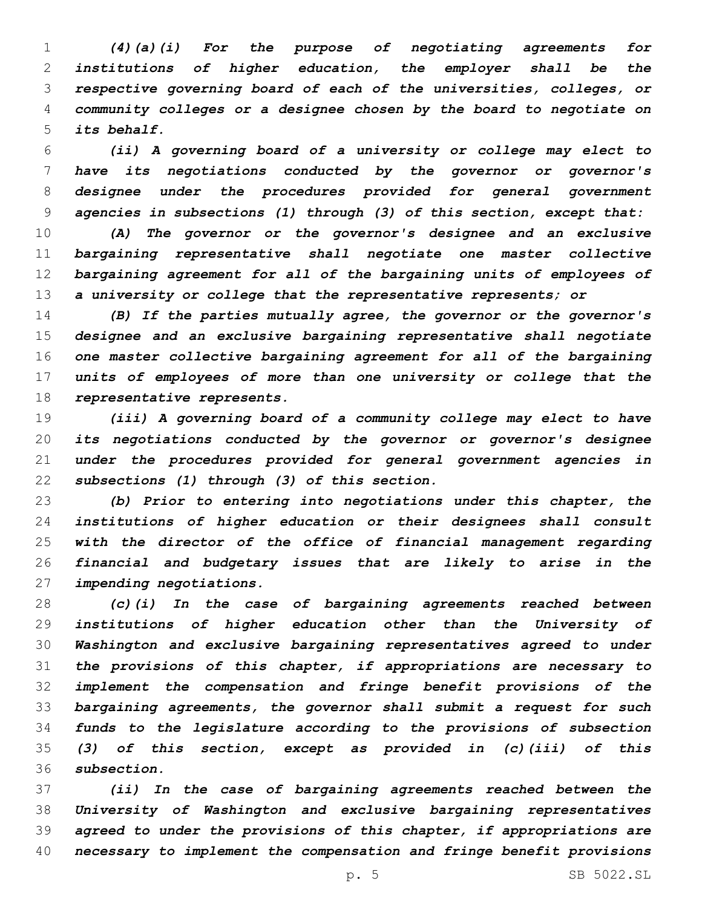*(4)(a)(i) For the purpose of negotiating agreements for institutions of higher education, the employer shall be the respective governing board of each of the universities, colleges, or community colleges or a designee chosen by the board to negotiate on its behalf.*

*(ii) A governing board of a university or college may elect to have its negotiations conducted by the governor or governor's designee under the procedures provided for general government agencies in subsections (1) through (3) of this section, except that:*

*(A) The governor or the governor's designee and an exclusive bargaining representative shall negotiate one master collective bargaining agreement for all of the bargaining units of employees of a university or college that the representative represents; or*

*(B) If the parties mutually agree, the governor or the governor's designee and an exclusive bargaining representative shall negotiate one master collective bargaining agreement for all of the bargaining units of employees of more than one university or college that the representative represents.*

*(iii) A governing board of a community college may elect to have its negotiations conducted by the governor or governor's designee under the procedures provided for general government agencies in subsections (1) through (3) of this section.*

*(b) Prior to entering into negotiations under this chapter, the institutions of higher education or their designees shall consult with the director of the office of financial management regarding financial and budgetary issues that are likely to arise in the impending negotiations.*

*(c)(i) In the case of bargaining agreements reached between institutions of higher education other than the University of Washington and exclusive bargaining representatives agreed to under the provisions of this chapter, if appropriations are necessary to implement the compensation and fringe benefit provisions of the bargaining agreements, the governor shall submit a request for such funds to the legislature according to the provisions of subsection (3) of this section, except as provided in (c)(iii) of this subsection.*

*(ii) In the case of bargaining agreements reached between the University of Washington and exclusive bargaining representatives agreed to under the provisions of this chapter, if appropriations are necessary to implement the compensation and fringe benefit provisions*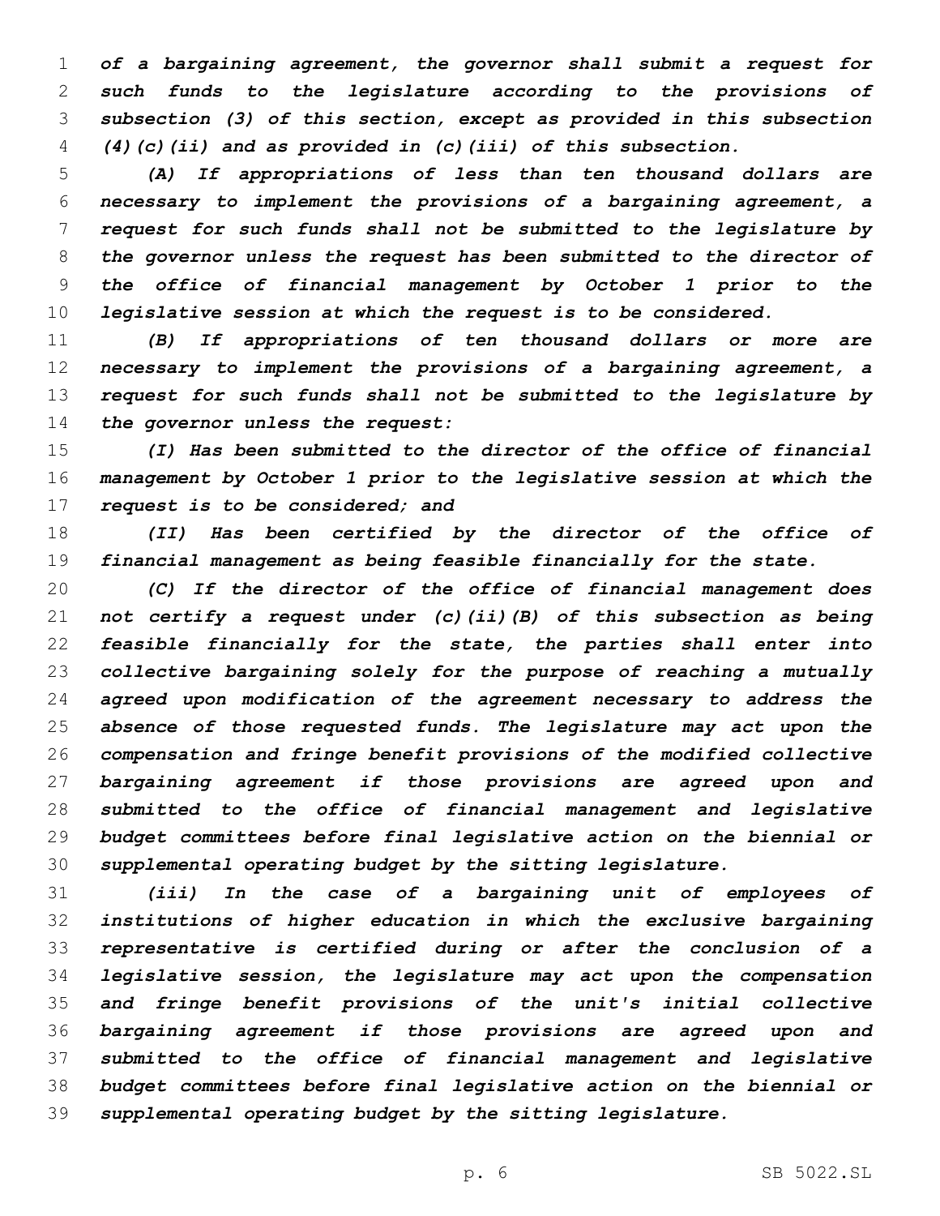***of a bargaining agreement, the governor shall submit a request for such funds to the legislature according to the provisions of subsection (3) of this section, except as provided in this subsection (4)(c)(ii) and as provided in (c)(iii) of this subsection.***

***(A) If appropriations of less than ten thousand dollars are necessary to implement the provisions of a bargaining agreement, a request for such funds shall not be submitted to the legislature by the governor unless the request has been submitted to the director of the office of financial management by October 1 prior to the legislative session at which the request is to be considered.***

***(B) If appropriations of ten thousand dollars or more are necessary to implement the provisions of a bargaining agreement, a request for such funds shall not be submitted to the legislature by the governor unless the request:***

***(I) Has been submitted to the director of the office of financial management by October 1 prior to the legislative session at which the request is to be considered; and***

***(II) Has been certified by the director of the office of financial management as being feasible financially for the state.***

***(C) If the director of the office of financial management does not certify a request under (c)(ii)(B) of this subsection as being feasible financially for the state, the parties shall enter into collective bargaining solely for the purpose of reaching a mutually agreed upon modification of the agreement necessary to address the absence of those requested funds. The legislature may act upon the compensation and fringe benefit provisions of the modified collective bargaining agreement if those provisions are agreed upon and submitted to the office of financial management and legislative budget committees before final legislative action on the biennial or supplemental operating budget by the sitting legislature.***

***(iii) In the case of a bargaining unit of employees of institutions of higher education in which the exclusive bargaining representative is certified during or after the conclusion of a legislative session, the legislature may act upon the compensation and fringe benefit provisions of the unit's initial collective bargaining agreement if those provisions are agreed upon and submitted to the office of financial management and legislative budget committees before final legislative action on the biennial or supplemental operating budget by the sitting legislature.***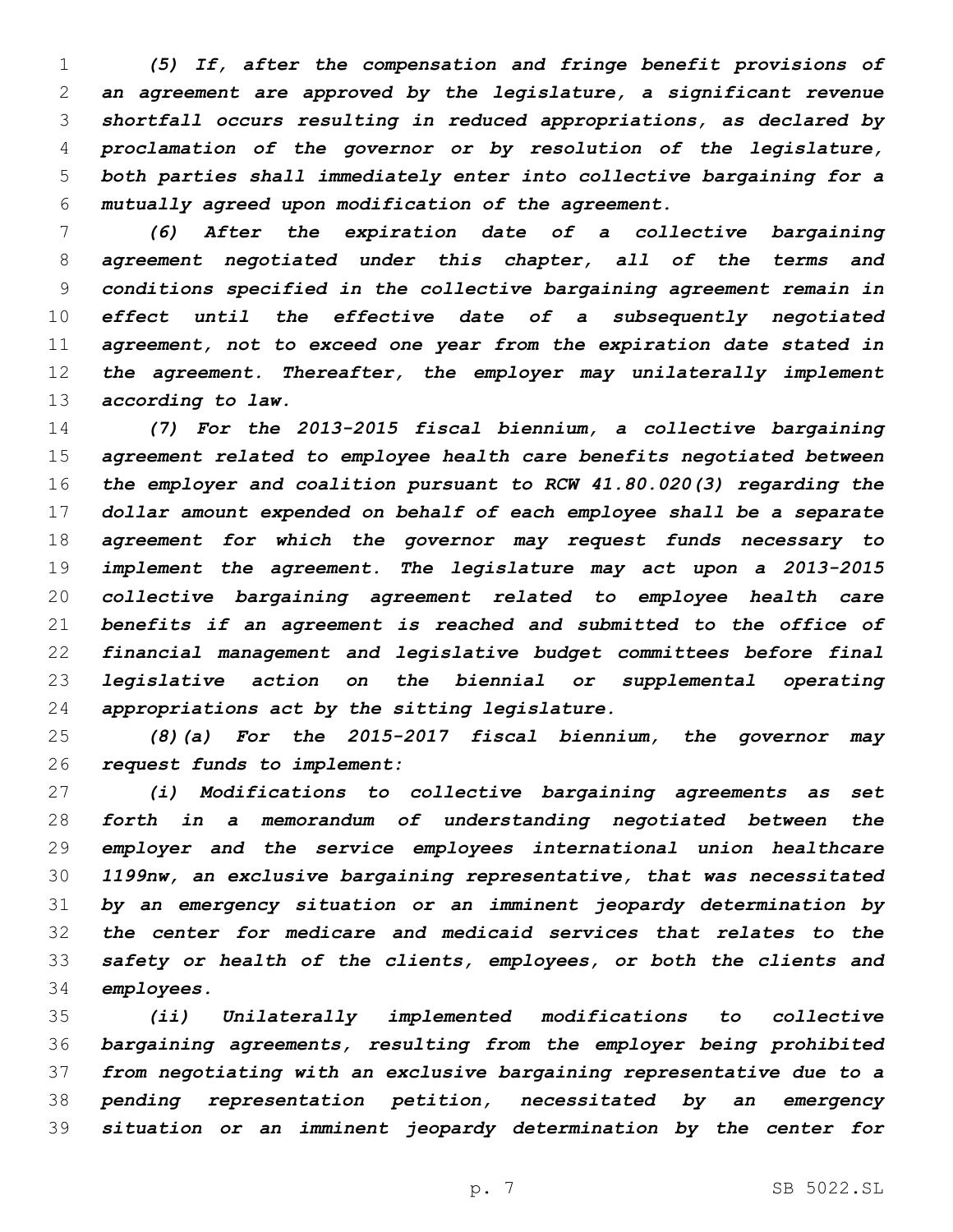*(5) If, after the compensation and fringe benefit provisions of an agreement are approved by the legislature, a significant revenue shortfall occurs resulting in reduced appropriations, as declared by proclamation of the governor or by resolution of the legislature, both parties shall immediately enter into collective bargaining for a mutually agreed upon modification of the agreement.*

*(6) After the expiration date of a collective bargaining agreement negotiated under this chapter, all of the terms and conditions specified in the collective bargaining agreement remain in effect until the effective date of a subsequently negotiated agreement, not to exceed one year from the expiration date stated in the agreement. Thereafter, the employer may unilaterally implement according to law.*

*(7) For the 2013-2015 fiscal biennium, a collective bargaining agreement related to employee health care benefits negotiated between the employer and coalition pursuant to RCW 41.80.020(3) regarding the dollar amount expended on behalf of each employee shall be a separate agreement for which the governor may request funds necessary to implement the agreement. The legislature may act upon a 2013-2015 collective bargaining agreement related to employee health care benefits if an agreement is reached and submitted to the office of financial management and legislative budget committees before final legislative action on the biennial or supplemental operating appropriations act by the sitting legislature.*

*(8)(a) For the 2015-2017 fiscal biennium, the governor may request funds to implement:*

*(i) Modifications to collective bargaining agreements as set forth in a memorandum of understanding negotiated between the employer and the service employees international union healthcare 1199nw, an exclusive bargaining representative, that was necessitated by an emergency situation or an imminent jeopardy determination by the center for medicare and medicaid services that relates to the safety or health of the clients, employees, or both the clients and employees.*

*(ii) Unilaterally implemented modifications to collective bargaining agreements, resulting from the employer being prohibited from negotiating with an exclusive bargaining representative due to a pending representation petition, necessitated by an emergency situation or an imminent jeopardy determination by the center for*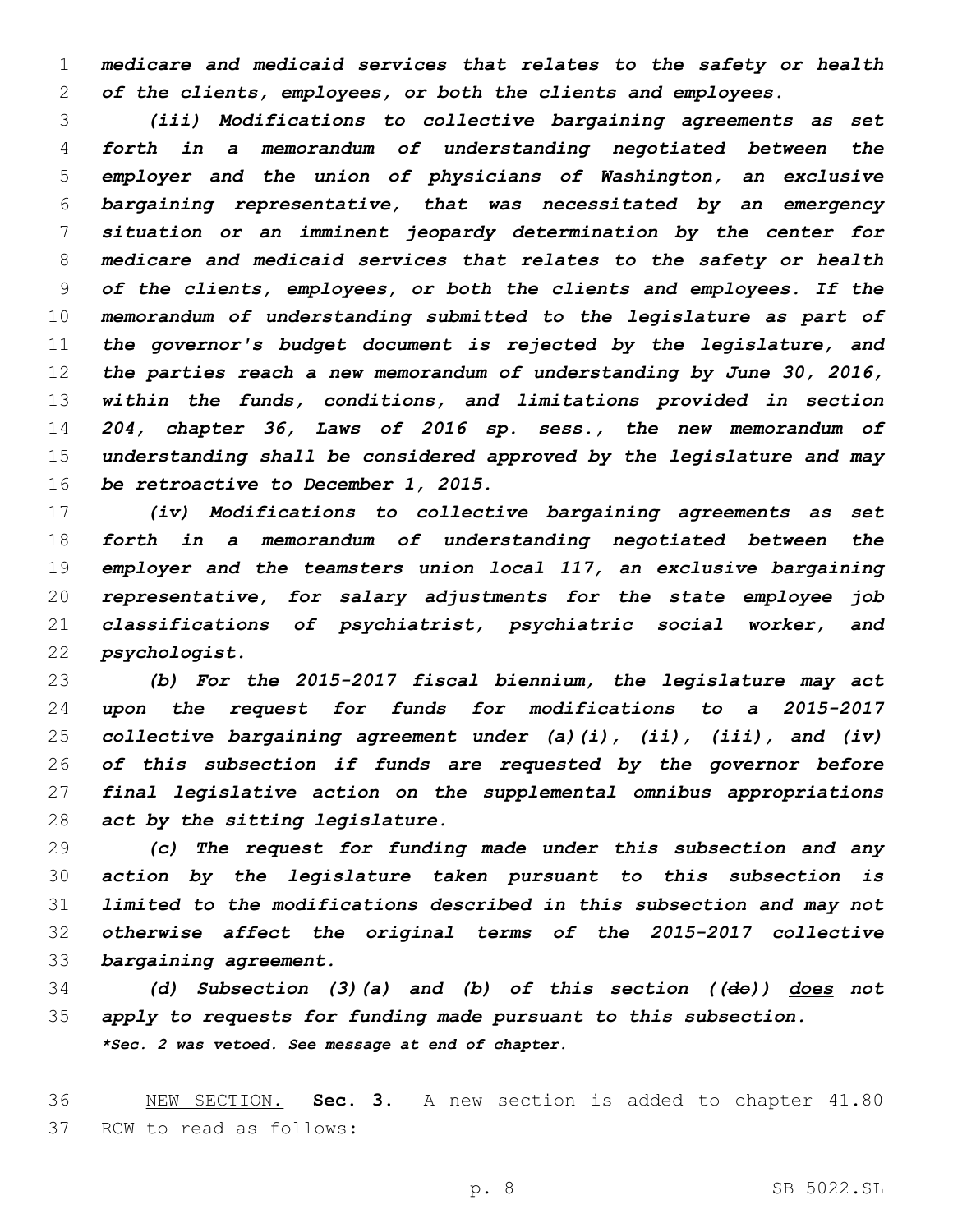*medicare and medicaid services that relates to the safety or health of the clients, employees, or both the clients and employees.*

*(iii) Modifications to collective bargaining agreements as set forth in a memorandum of understanding negotiated between the employer and the union of physicians of Washington, an exclusive bargaining representative, that was necessitated by an emergency situation or an imminent jeopardy determination by the center for medicare and medicaid services that relates to the safety or health of the clients, employees, or both the clients and employees. If the memorandum of understanding submitted to the legislature as part of the governor's budget document is rejected by the legislature, and the parties reach a new memorandum of understanding by June 30, 2016, within the funds, conditions, and limitations provided in section 204, chapter 36, Laws of 2016 sp. sess., the new memorandum of understanding shall be considered approved by the legislature and may be retroactive to December 1, 2015.*

*(iv) Modifications to collective bargaining agreements as set forth in a memorandum of understanding negotiated between the employer and the teamsters union local 117, an exclusive bargaining representative, for salary adjustments for the state employee job classifications of psychiatrist, psychiatric social worker, and psychologist.*

*(b) For the 2015-2017 fiscal biennium, the legislature may act upon the request for funds for modifications to a 2015-2017 collective bargaining agreement under (a)(i), (ii), (iii), and (iv) of this subsection if funds are requested by the governor before final legislative action on the supplemental omnibus appropriations act by the sitting legislature.*

*(c) The request for funding made under this subsection and any action by the legislature taken pursuant to this subsection is limited to the modifications described in this subsection and may not otherwise affect the original terms of the 2015-2017 collective bargaining agreement.*

*(d) Subsection (3)(a) and (b) of this section ((~~do~~)) does not apply to requests for funding made pursuant to this subsection.*

***Sec. 2 was vetoed. See message at end of chapter.***

NEW SECTION. **Sec. 3.** A new section is added to chapter 41.80 RCW to read as follows: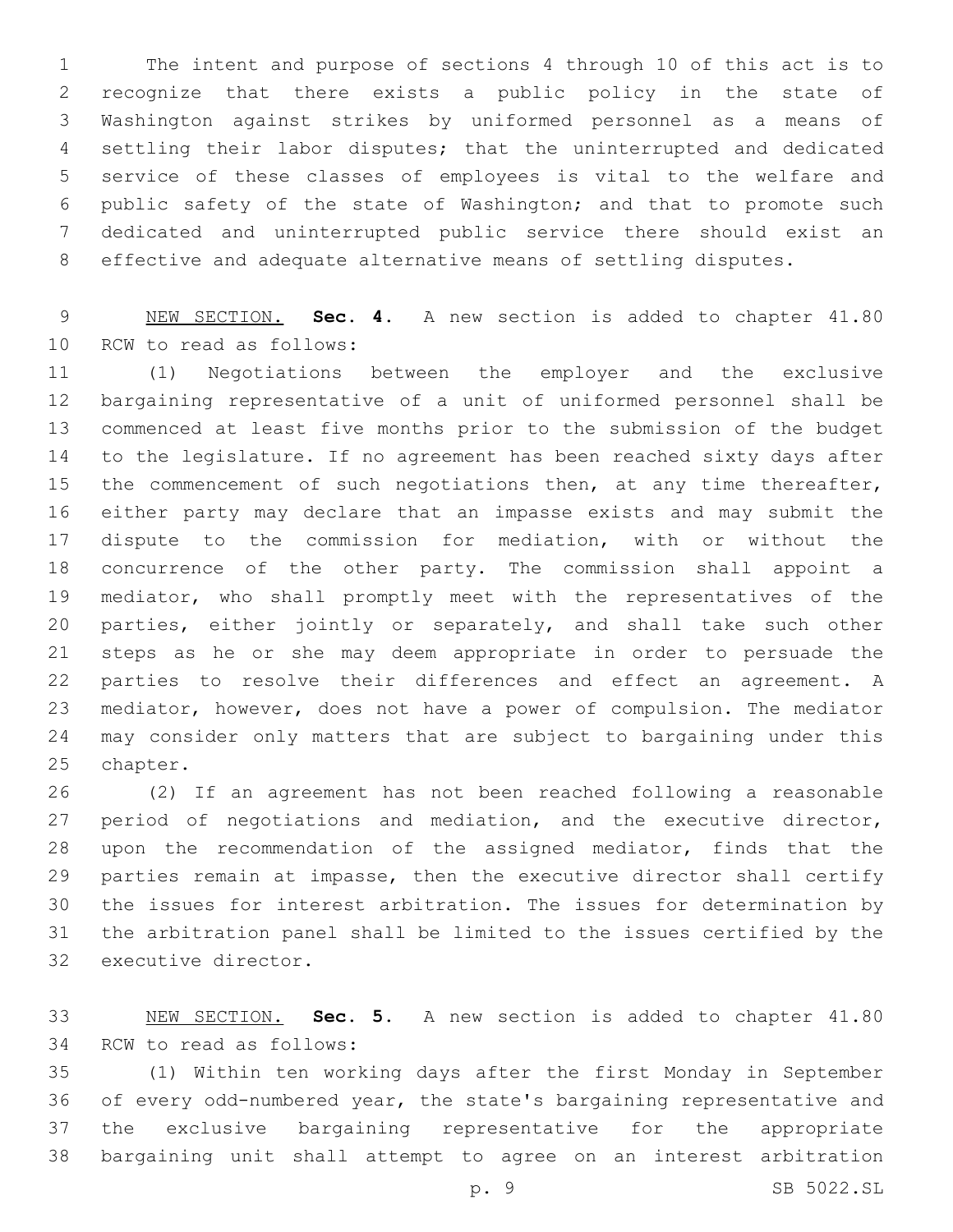The intent and purpose of sections 4 through 10 of this act is to recognize that there exists a public policy in the state of Washington against strikes by uniformed personnel as a means of settling their labor disputes; that the uninterrupted and dedicated service of these classes of employees is vital to the welfare and public safety of the state of Washington; and that to promote such dedicated and uninterrupted public service there should exist an effective and adequate alternative means of settling disputes.

NEW SECTION. **Sec. 4.** A new section is added to chapter 41.80 RCW to read as follows:

(1) Negotiations between the employer and the exclusive bargaining representative of a unit of uniformed personnel shall be commenced at least five months prior to the submission of the budget to the legislature. If no agreement has been reached sixty days after the commencement of such negotiations then, at any time thereafter, either party may declare that an impasse exists and may submit the dispute to the commission for mediation, with or without the concurrence of the other party. The commission shall appoint a mediator, who shall promptly meet with the representatives of the parties, either jointly or separately, and shall take such other steps as he or she may deem appropriate in order to persuade the parties to resolve their differences and effect an agreement. A mediator, however, does not have a power of compulsion. The mediator may consider only matters that are subject to bargaining under this chapter.

(2) If an agreement has not been reached following a reasonable period of negotiations and mediation, and the executive director, upon the recommendation of the assigned mediator, finds that the parties remain at impasse, then the executive director shall certify the issues for interest arbitration. The issues for determination by the arbitration panel shall be limited to the issues certified by the executive director.

NEW SECTION. **Sec. 5.** A new section is added to chapter 41.80 RCW to read as follows:

(1) Within ten working days after the first Monday in September of every odd-numbered year, the state's bargaining representative and the exclusive bargaining representative for the appropriate bargaining unit shall attempt to agree on an interest arbitration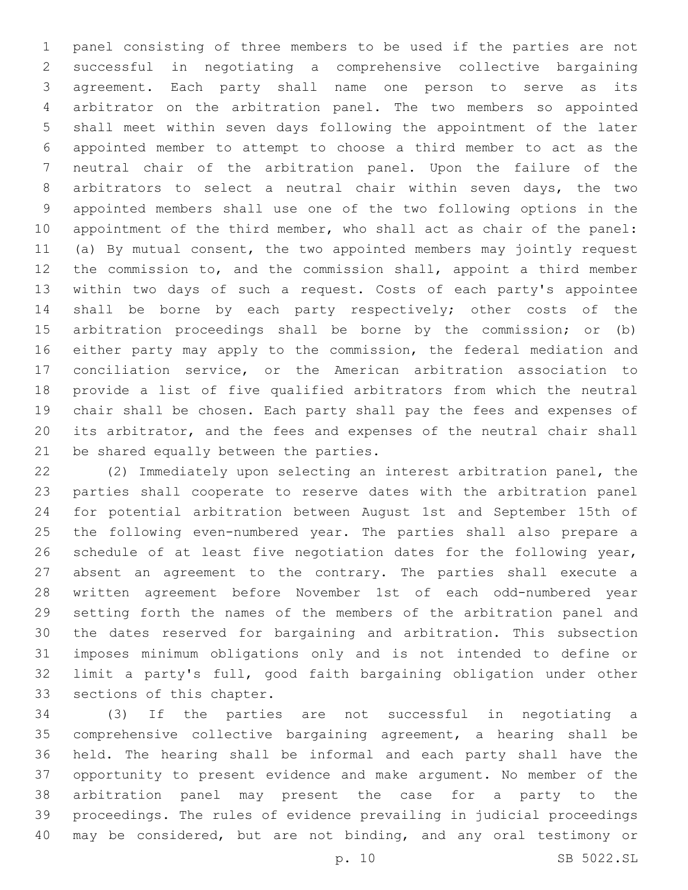panel consisting of three members to be used if the parties are not successful in negotiating a comprehensive collective bargaining agreement. Each party shall name one person to serve as its arbitrator on the arbitration panel. The two members so appointed shall meet within seven days following the appointment of the later appointed member to attempt to choose a third member to act as the neutral chair of the arbitration panel. Upon the failure of the arbitrators to select a neutral chair within seven days, the two appointed members shall use one of the two following options in the appointment of the third member, who shall act as chair of the panel: (a) By mutual consent, the two appointed members may jointly request the commission to, and the commission shall, appoint a third member within two days of such a request. Costs of each party's appointee shall be borne by each party respectively; other costs of the arbitration proceedings shall be borne by the commission; or (b) either party may apply to the commission, the federal mediation and conciliation service, or the American arbitration association to provide a list of five qualified arbitrators from which the neutral chair shall be chosen. Each party shall pay the fees and expenses of its arbitrator, and the fees and expenses of the neutral chair shall be shared equally between the parties.

(2) Immediately upon selecting an interest arbitration panel, the parties shall cooperate to reserve dates with the arbitration panel for potential arbitration between August 1st and September 15th of the following even-numbered year. The parties shall also prepare a schedule of at least five negotiation dates for the following year, absent an agreement to the contrary. The parties shall execute a written agreement before November 1st of each odd-numbered year setting forth the names of the members of the arbitration panel and the dates reserved for bargaining and arbitration. This subsection imposes minimum obligations only and is not intended to define or limit a party's full, good faith bargaining obligation under other sections of this chapter.

(3) If the parties are not successful in negotiating a comprehensive collective bargaining agreement, a hearing shall be held. The hearing shall be informal and each party shall have the opportunity to present evidence and make argument. No member of the arbitration panel may present the case for a party to the proceedings. The rules of evidence prevailing in judicial proceedings may be considered, but are not binding, and any oral testimony or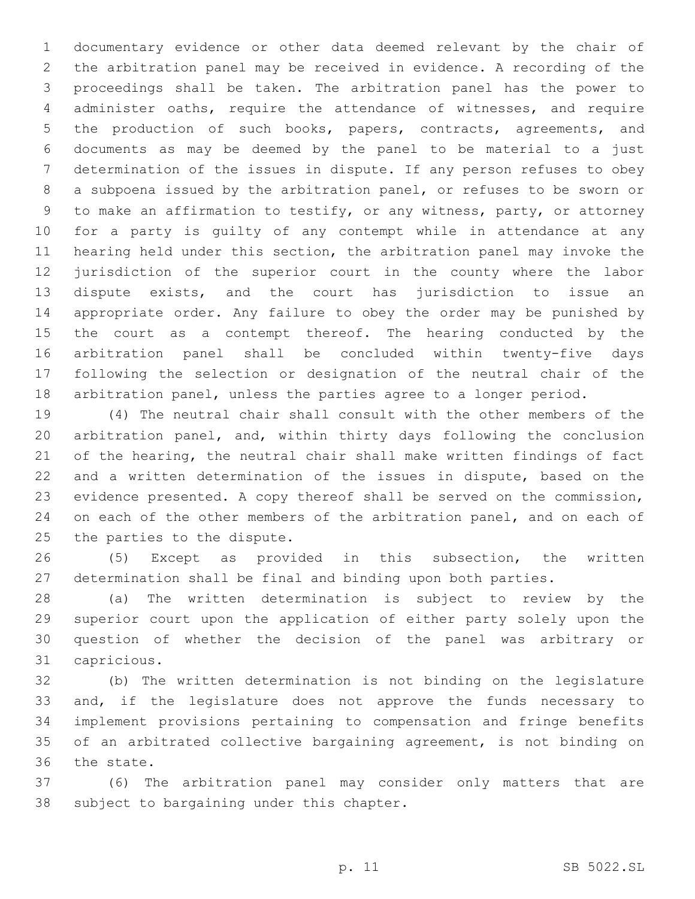documentary evidence or other data deemed relevant by the chair of the arbitration panel may be received in evidence. A recording of the proceedings shall be taken. The arbitration panel has the power to administer oaths, require the attendance of witnesses, and require the production of such books, papers, contracts, agreements, and documents as may be deemed by the panel to be material to a just determination of the issues in dispute. If any person refuses to obey a subpoena issued by the arbitration panel, or refuses to be sworn or to make an affirmation to testify, or any witness, party, or attorney for a party is guilty of any contempt while in attendance at any hearing held under this section, the arbitration panel may invoke the jurisdiction of the superior court in the county where the labor dispute exists, and the court has jurisdiction to issue an appropriate order. Any failure to obey the order may be punished by the court as a contempt thereof. The hearing conducted by the arbitration panel shall be concluded within twenty-five days following the selection or designation of the neutral chair of the arbitration panel, unless the parties agree to a longer period.

(4) The neutral chair shall consult with the other members of the arbitration panel, and, within thirty days following the conclusion of the hearing, the neutral chair shall make written findings of fact and a written determination of the issues in dispute, based on the evidence presented. A copy thereof shall be served on the commission, on each of the other members of the arbitration panel, and on each of the parties to the dispute.

(5) Except as provided in this subsection, the written determination shall be final and binding upon both parties.

(a) The written determination is subject to review by the superior court upon the application of either party solely upon the question of whether the decision of the panel was arbitrary or capricious.

(b) The written determination is not binding on the legislature and, if the legislature does not approve the funds necessary to implement provisions pertaining to compensation and fringe benefits of an arbitrated collective bargaining agreement, is not binding on the state.

(6) The arbitration panel may consider only matters that are subject to bargaining under this chapter.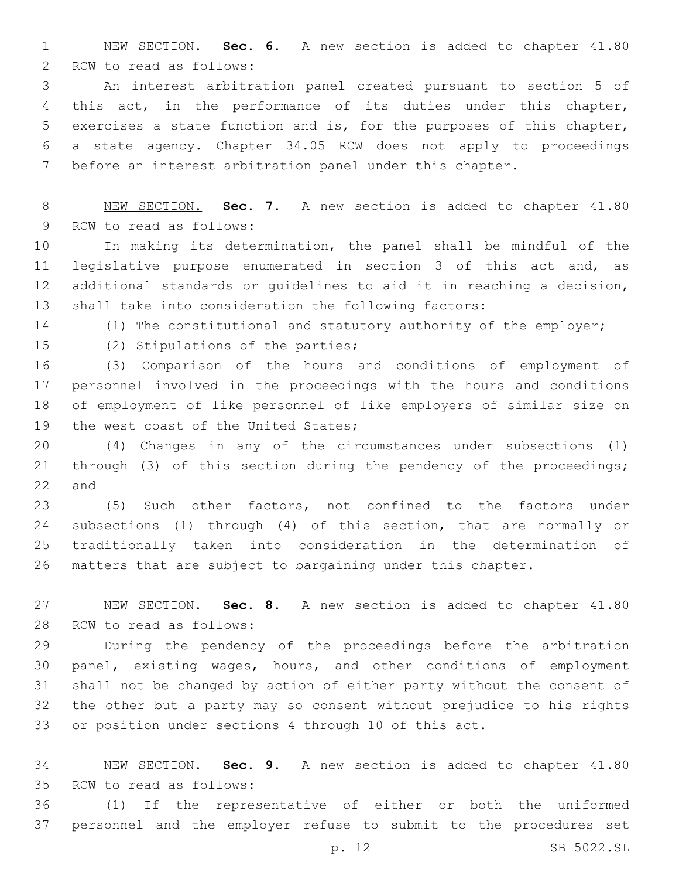NEW SECTION. **Sec. 6.** A new section is added to chapter 41.80 RCW to read as follows:

An interest arbitration panel created pursuant to section 5 of this act, in the performance of its duties under this chapter, exercises a state function and is, for the purposes of this chapter, a state agency. Chapter 34.05 RCW does not apply to proceedings before an interest arbitration panel under this chapter.

NEW SECTION. **Sec. 7.** A new section is added to chapter 41.80 RCW to read as follows:

In making its determination, the panel shall be mindful of the legislative purpose enumerated in section 3 of this act and, as additional standards or guidelines to aid it in reaching a decision, shall take into consideration the following factors:

(1) The constitutional and statutory authority of the employer;

(2) Stipulations of the parties;

(3) Comparison of the hours and conditions of employment of personnel involved in the proceedings with the hours and conditions of employment of like personnel of like employers of similar size on the west coast of the United States;

(4) Changes in any of the circumstances under subsections (1) through (3) of this section during the pendency of the proceedings; and

(5) Such other factors, not confined to the factors under subsections (1) through (4) of this section, that are normally or traditionally taken into consideration in the determination of matters that are subject to bargaining under this chapter.

NEW SECTION. **Sec. 8.** A new section is added to chapter 41.80 RCW to read as follows:

During the pendency of the proceedings before the arbitration panel, existing wages, hours, and other conditions of employment shall not be changed by action of either party without the consent of the other but a party may so consent without prejudice to his rights or position under sections 4 through 10 of this act.

NEW SECTION. **Sec. 9.** A new section is added to chapter 41.80 RCW to read as follows:

(1) If the representative of either or both the uniformed personnel and the employer refuse to submit to the procedures set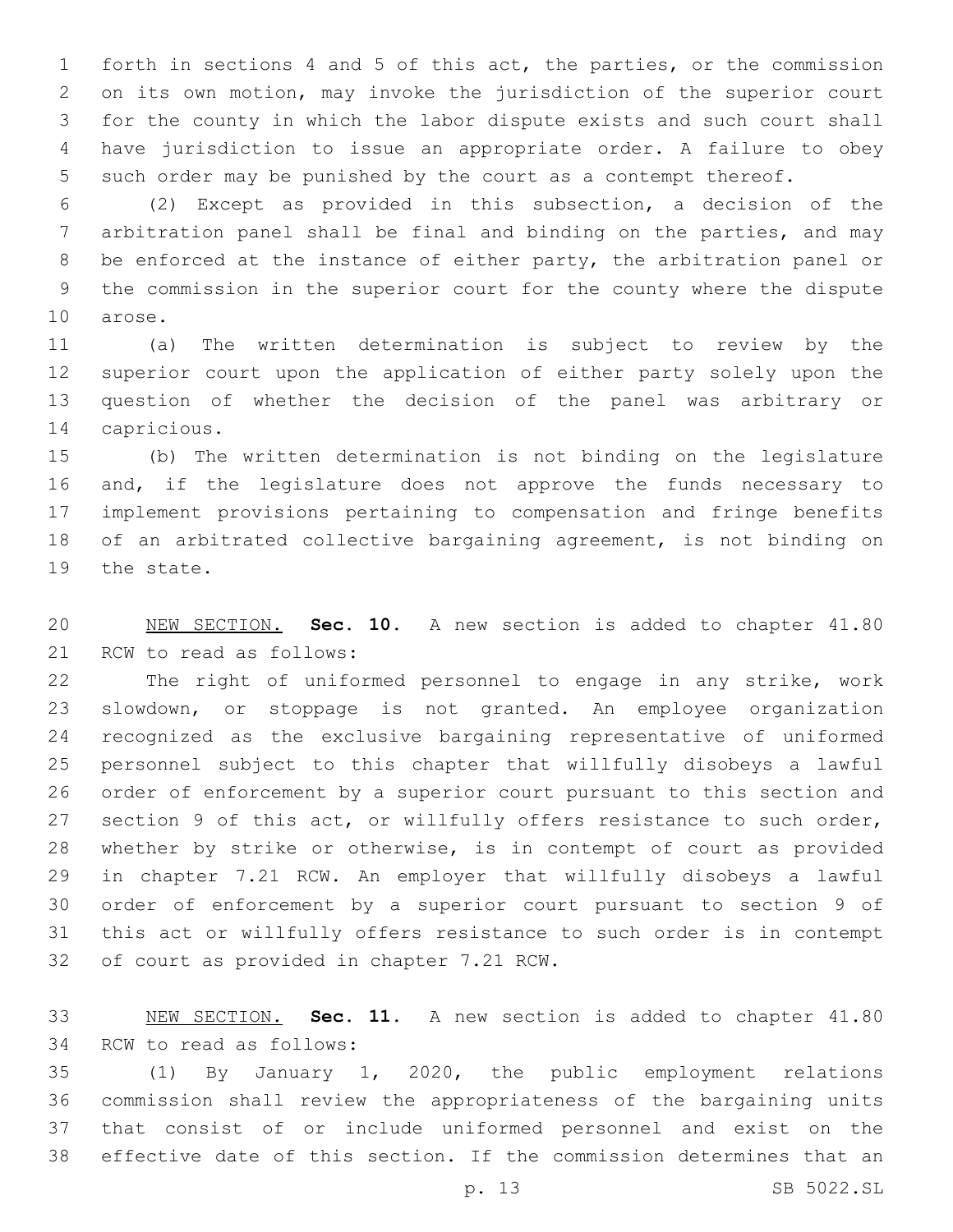forth in sections 4 and 5 of this act, the parties, or the commission on its own motion, may invoke the jurisdiction of the superior court for the county in which the labor dispute exists and such court shall have jurisdiction to issue an appropriate order. A failure to obey such order may be punished by the court as a contempt thereof.

(2) Except as provided in this subsection, a decision of the arbitration panel shall be final and binding on the parties, and may be enforced at the instance of either party, the arbitration panel or the commission in the superior court for the county where the dispute arose.

(a) The written determination is subject to review by the superior court upon the application of either party solely upon the question of whether the decision of the panel was arbitrary or capricious.

(b) The written determination is not binding on the legislature and, if the legislature does not approve the funds necessary to implement provisions pertaining to compensation and fringe benefits of an arbitrated collective bargaining agreement, is not binding on the state.

NEW SECTION. **Sec. 10.** A new section is added to chapter 41.80 RCW to read as follows:

The right of uniformed personnel to engage in any strike, work slowdown, or stoppage is not granted. An employee organization recognized as the exclusive bargaining representative of uniformed personnel subject to this chapter that willfully disobeys a lawful order of enforcement by a superior court pursuant to this section and section 9 of this act, or willfully offers resistance to such order, whether by strike or otherwise, is in contempt of court as provided in chapter 7.21 RCW. An employer that willfully disobeys a lawful order of enforcement by a superior court pursuant to section 9 of this act or willfully offers resistance to such order is in contempt of court as provided in chapter 7.21 RCW.

NEW SECTION. **Sec. 11.** A new section is added to chapter 41.80 RCW to read as follows:

(1) By January 1, 2020, the public employment relations commission shall review the appropriateness of the bargaining units that consist of or include uniformed personnel and exist on the effective date of this section. If the commission determines that an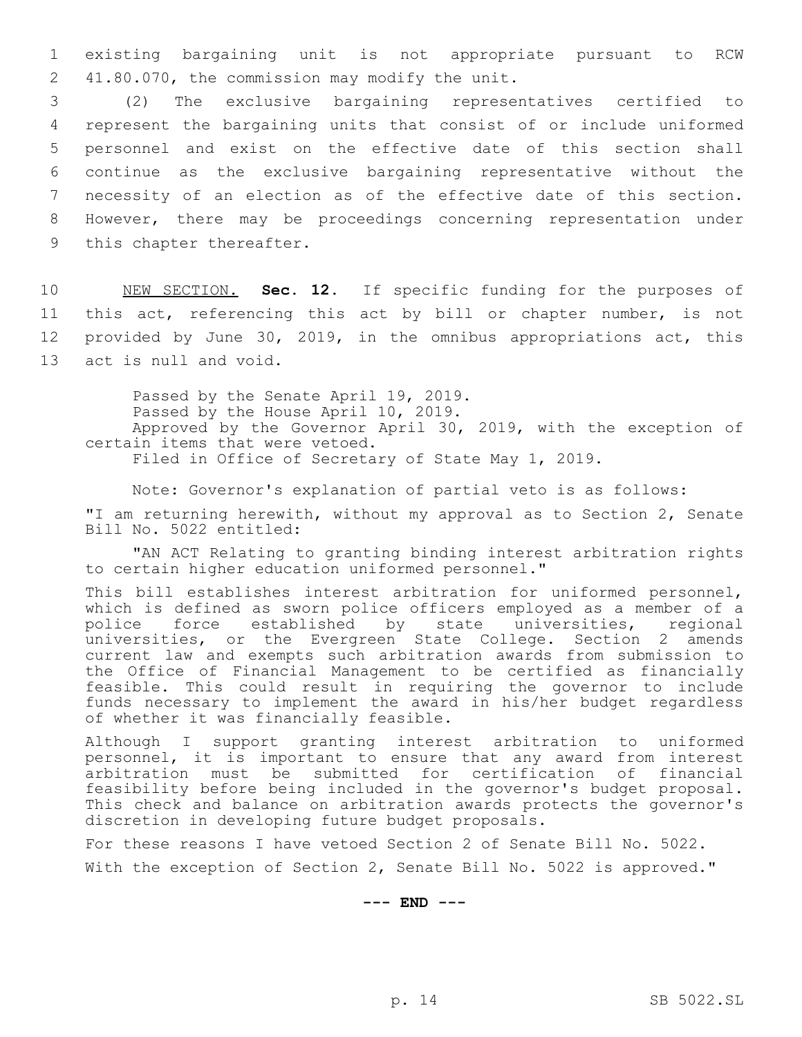existing bargaining unit is not appropriate pursuant to RCW 41.80.070, the commission may modify the unit.

(2) The exclusive bargaining representatives certified to represent the bargaining units that consist of or include uniformed personnel and exist on the effective date of this section shall continue as the exclusive bargaining representative without the necessity of an election as of the effective date of this section. However, there may be proceedings concerning representation under this chapter thereafter.

NEW SECTION. **Sec. 12.** If specific funding for the purposes of this act, referencing this act by bill or chapter number, is not provided by June 30, 2019, in the omnibus appropriations act, this act is null and void.

Passed by the Senate April 19, 2019.
Passed by the House April 10, 2019.
Approved by the Governor April 30, 2019, with the exception of certain items that were vetoed.
Filed in Office of Secretary of State May 1, 2019.

Note: Governor's explanation of partial veto is as follows:

"I am returning herewith, without my approval as to Section 2, Senate Bill No. 5022 entitled:

"AN ACT Relating to granting binding interest arbitration rights to certain higher education uniformed personnel."

This bill establishes interest arbitration for uniformed personnel, which is defined as sworn police officers employed as a member of a police force established by state universities, regional universities, or the Evergreen State College. Section 2 amends current law and exempts such arbitration awards from submission to the Office of Financial Management to be certified as financially feasible. This could result in requiring the governor to include funds necessary to implement the award in his/her budget regardless of whether it was financially feasible.

Although I support granting interest arbitration to uniformed personnel, it is important to ensure that any award from interest arbitration must be submitted for certification of financial feasibility before being included in the governor's budget proposal. This check and balance on arbitration awards protects the governor's discretion in developing future budget proposals.

For these reasons I have vetoed Section 2 of Senate Bill No. 5022.

With the exception of Section 2, Senate Bill No. 5022 is approved."

**--- END ---**